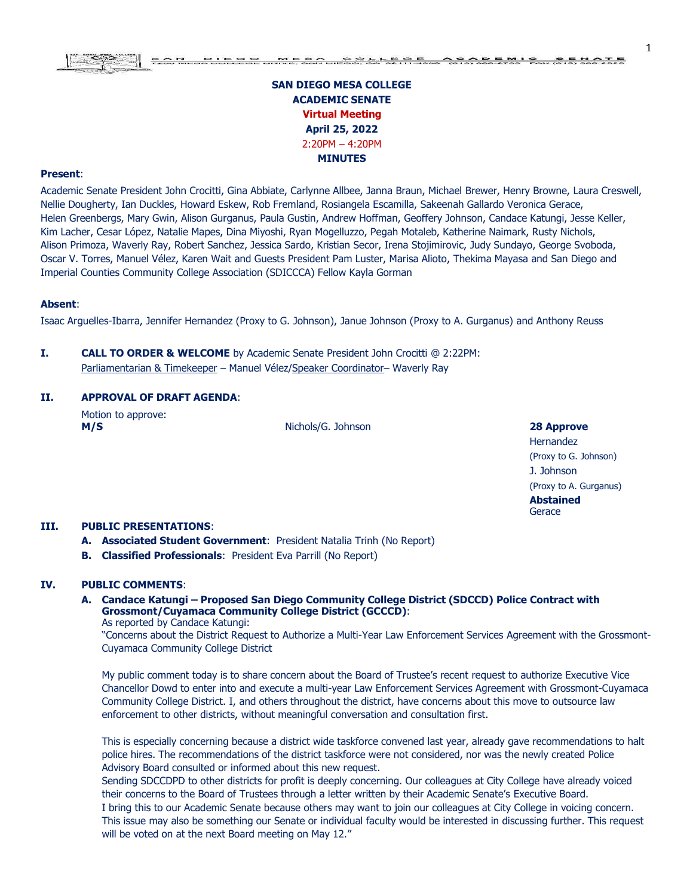# SAN DIEGO MESA COLLEGE
## ACADEMIC SENATE
**Virtual Meeting**
**April 25, 2022**
2:20PM – 4:20PM
**MINUTES**

**Present**:
Academic Senate President John Crocitti, Gina Abbiate, Carlynne Allbee, Janna Braun, Michael Brewer, Henry Browne, Laura Creswell, Nellie Dougherty, Ian Duckles, Howard Eskew, Rob Fremland, Rosiangela Escamilla, Sakeenah Gallardo Veronica Gerace, Helen Greenbergs, Mary Gwin, Alison Gurganus, Paula Gustin, Andrew Hoffman, Geoffery Johnson, Candace Katungi, Jesse Keller, Kim Lacher, Cesar López, Natalie Mapes, Dina Miyoshi, Ryan Mogelluzzo, Pegah Motaleb, Katherine Naimark, Rusty Nichols, Alison Primoza, Waverly Ray, Robert Sanchez, Jessica Sardo, Kristian Secor, Irena Stojimirovic, Judy Sundayo, George Svoboda, Oscar V. Torres, Manuel Vélez, Karen Wait and Guests President Pam Luster, Marisa Alioto, Thekima Mayasa and San Diego and Imperial Counties Community College Association (SDICCCA) Fellow Kayla Gorman

**Absent**:
Isaac Arguelles-Ibarra, Jennifer Hernandez (Proxy to G. Johnson), Janue Johnson (Proxy to A. Gurganus) and Anthony Reuss

**I. CALL TO ORDER & WELCOME** by Academic Senate President John Crocitti @ 2:22PM:
Parliamentarian & Timekeeper – Manuel Vélez/Speaker Coordinator– Waverly Ray

**II. APPROVAL OF DRAFT AGENDA**:

Motion to approve:

| **M/S** | Nichols/G. Johnson | **28 Approve**<br>Hernandez<br>(Proxy to G. Johnson)<br>J. Johnson<br>(Proxy to A. Gurganus)<br>**Abstained**<br>Gerace |
|---|---|---|

**III. PUBLIC PRESENTATIONS**:

**A. Associated Student Government**: President Natalia Trinh (No Report)

**B. Classified Professionals**: President Eva Parrill (No Report)

**IV. PUBLIC COMMENTS**:

**A. Candace Katungi – Proposed San Diego Community College District (SDCCD) Police Contract with Grossmont/Cuyamaca Community College District (GCCCD)**:

As reported by Candace Katungi:

"Concerns about the District Request to Authorize a Multi-Year Law Enforcement Services Agreement with the Grossmont-Cuyamaca Community College District

My public comment today is to share concern about the Board of Trustee's recent request to authorize Executive Vice Chancellor Dowd to enter into and execute a multi-year Law Enforcement Services Agreement with Grossmont-Cuyamaca Community College District. I, and others throughout the district, have concerns about this move to outsource law enforcement to other districts, without meaningful conversation and consultation first.

This is especially concerning because a district wide taskforce convened last year, already gave recommendations to halt police hires. The recommendations of the district taskforce were not considered, nor was the newly created Police Advisory Board consulted or informed about this new request.

Sending SDCCDPD to other districts for profit is deeply concerning. Our colleagues at City College have already voiced their concerns to the Board of Trustees through a letter written by their Academic Senate's Executive Board.

I bring this to our Academic Senate because others may want to join our colleagues at City College in voicing concern. This issue may also be something our Senate or individual faculty would be interested in discussing further. This request will be voted on at the next Board meeting on May 12."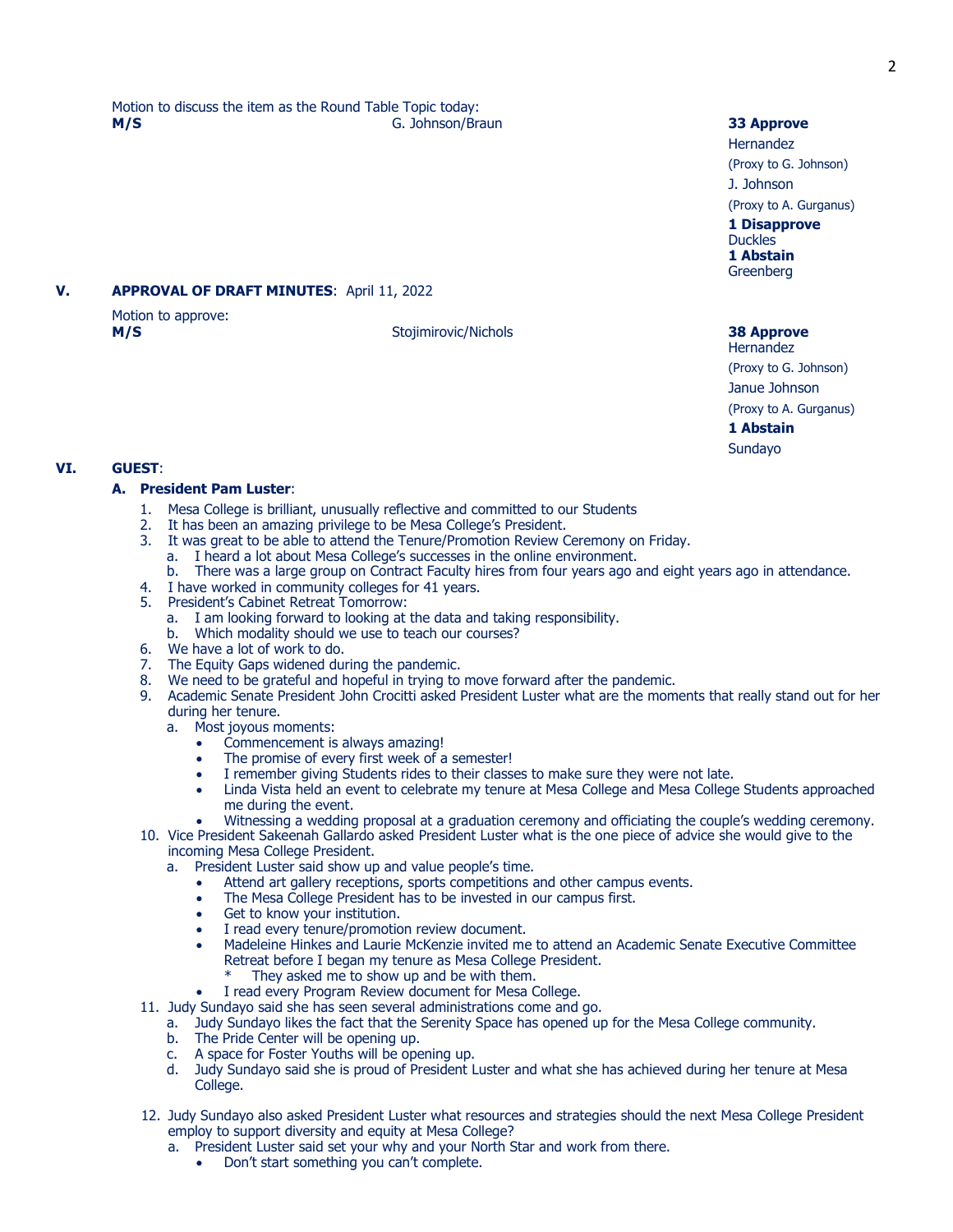Motion to discuss the item as the Round Table Topic today:

| | | |
|---|---|---|
| **M/S** | G. Johnson/Braun | **33 Approve**<br>Hernandez<br>(Proxy to G. Johnson)<br>J. Johnson<br>(Proxy to A. Gurganus)<br>**1 Disapprove**<br>Duckles<br>**1 Abstain**<br>Greenberg |

## V. APPROVAL OF DRAFT MINUTES: April 11, 2022

Motion to approve:

| | | |
|---|---|---|
| **M/S** | Stojimirovic/Nichols | **38 Approve**<br>Hernandez<br>(Proxy to G. Johnson)<br>Janue Johnson<br>(Proxy to A. Gurganus)<br>**1 Abstain**<br>Sundayo |

## VI. GUEST:

### A. President Pam Luster:

1. Mesa College is brilliant, unusually reflective and committed to our Students
2. It has been an amazing privilege to be Mesa College's President.
3. It was great to be able to attend the Tenure/Promotion Review Ceremony on Friday.
   a. I heard a lot about Mesa College's successes in the online environment.
   b. There was a large group on Contract Faculty hires from four years ago and eight years ago in attendance.
4. I have worked in community colleges for 41 years.
5. President's Cabinet Retreat Tomorrow:
   a. I am looking forward to looking at the data and taking responsibility.
   b. Which modality should we use to teach our courses?
6. We have a lot of work to do.
7. The Equity Gaps widened during the pandemic.
8. We need to be grateful and hopeful in trying to move forward after the pandemic.
9. Academic Senate President John Crocitti asked President Luster what are the moments that really stand out for her during her tenure.
   a. Most joyous moments:
      - Commencement is always amazing!
      - The promise of every first week of a semester!
      - I remember giving Students rides to their classes to make sure they were not late.
      - Linda Vista held an event to celebrate my tenure at Mesa College and Mesa College Students approached me during the event.
      - Witnessing a wedding proposal at a graduation ceremony and officiating the couple's wedding ceremony.
10. Vice President Sakeenah Gallardo asked President Luster what is the one piece of advice she would give to the incoming Mesa College President.
    a. President Luster said show up and value people's time.
       - Attend art gallery receptions, sports competitions and other campus events.
       - The Mesa College President has to be invested in our campus first.
       - Get to know your institution.
       - I read every tenure/promotion review document.
       - Madeleine Hinkes and Laurie McKenzie invited me to attend an Academic Senate Executive Committee Retreat before I began my tenure as Mesa College President.
         * They asked me to show up and be with them.
       - I read every Program Review document for Mesa College.
11. Judy Sundayo said she has seen several administrations come and go.
    a. Judy Sundayo likes the fact that the Serenity Space has opened up for the Mesa College community.
    b. The Pride Center will be opening up.
    c. A space for Foster Youths will be opening up.
    d. Judy Sundayo said she is proud of President Luster and what she has achieved during her tenure at Mesa College.
12. Judy Sundayo also asked President Luster what resources and strategies should the next Mesa College President employ to support diversity and equity at Mesa College?
    a. President Luster said set your why and your North Star and work from there.
       - Don't start something you can't complete.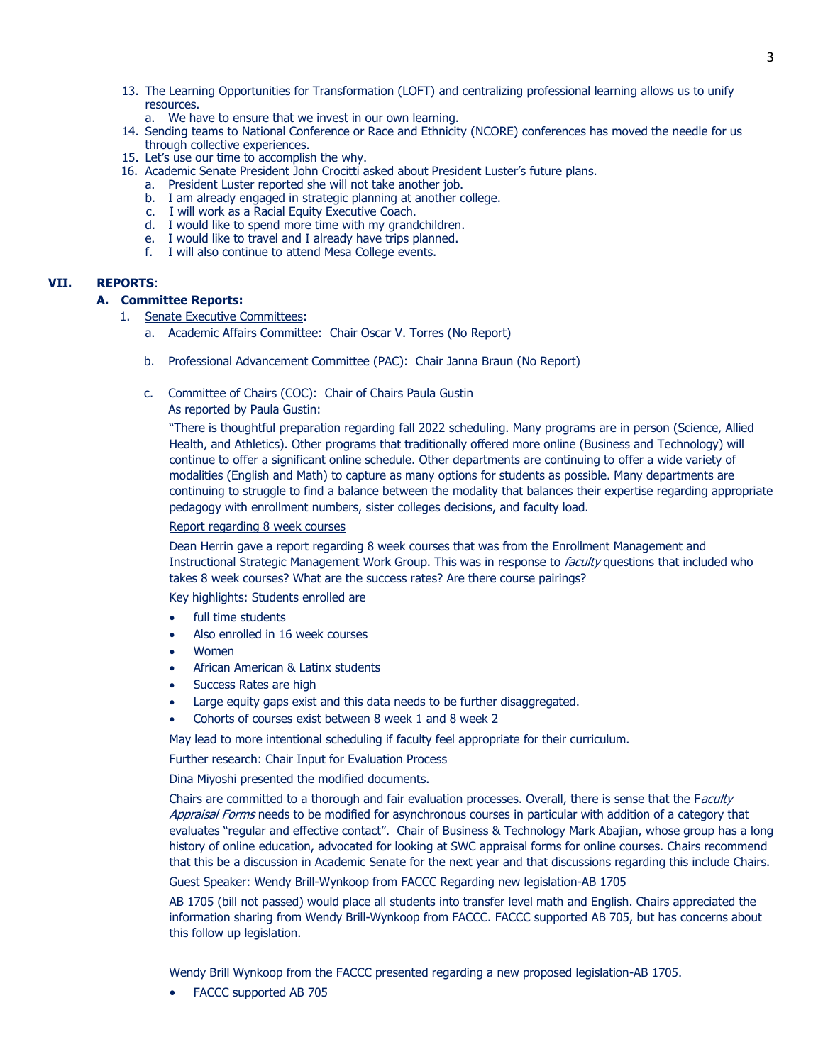13. The Learning Opportunities for Transformation (LOFT) and centralizing professional learning allows us to unify resources.
    a. We have to ensure that we invest in our own learning.
14. Sending teams to National Conference or Race and Ethnicity (NCORE) conferences has moved the needle for us through collective experiences.
15. Let's use our time to accomplish the why.
16. Academic Senate President John Crocitti asked about President Luster's future plans.
    a. President Luster reported she will not take another job.
    b. I am already engaged in strategic planning at another college.
    c. I will work as a Racial Equity Executive Coach.
    d. I would like to spend more time with my grandchildren.
    e. I would like to travel and I already have trips planned.
    f. I will also continue to attend Mesa College events.

## VII. REPORTS:

### A. Committee Reports:

1. Senate Executive Committees:
   a. Academic Affairs Committee: Chair Oscar V. Torres (No Report)

   b. Professional Advancement Committee (PAC): Chair Janna Braun (No Report)

   c. Committee of Chairs (COC): Chair of Chairs Paula Gustin
   As reported by Paula Gustin:

   "There is thoughtful preparation regarding fall 2022 scheduling. Many programs are in person (Science, Allied Health, and Athletics). Other programs that traditionally offered more online (Business and Technology) will continue to offer a significant online schedule. Other departments are continuing to offer a wide variety of modalities (English and Math) to capture as many options for students as possible. Many departments are continuing to struggle to find a balance between the modality that balances their expertise regarding appropriate pedagogy with enrollment numbers, sister colleges decisions, and faculty load.

   Report regarding 8 week courses

   Dean Herrin gave a report regarding 8 week courses that was from the Enrollment Management and Instructional Strategic Management Work Group. This was in response to *faculty* questions that included who takes 8 week courses? What are the success rates? Are there course pairings?

   Key highlights: Students enrolled are

   - full time students
   - Also enrolled in 16 week courses
   - Women
   - African American & Latinx students
   - Success Rates are high
   - Large equity gaps exist and this data needs to be further disaggregated.
   - Cohorts of courses exist between 8 week 1 and 8 week 2

   May lead to more intentional scheduling if faculty feel appropriate for their curriculum.

   Further research: Chair Input for Evaluation Process

   Dina Miyoshi presented the modified documents.

   Chairs are committed to a thorough and fair evaluation processes. Overall, there is sense that the F*aculty Appraisal Forms* needs to be modified for asynchronous courses in particular with addition of a category that evaluates "regular and effective contact". Chair of Business & Technology Mark Abajian, whose group has a long history of online education, advocated for looking at SWC appraisal forms for online courses. Chairs recommend that this be a discussion in Academic Senate for the next year and that discussions regarding this include Chairs.

   Guest Speaker: Wendy Brill-Wynkoop from FACCC Regarding new legislation-AB 1705

   AB 1705 (bill not passed) would place all students into transfer level math and English. Chairs appreciated the information sharing from Wendy Brill-Wynkoop from FACCC. FACCC supported AB 705, but has concerns about this follow up legislation.

   Wendy Brill Wynkoop from the FACCC presented regarding a new proposed legislation-AB 1705.

   - FACCC supported AB 705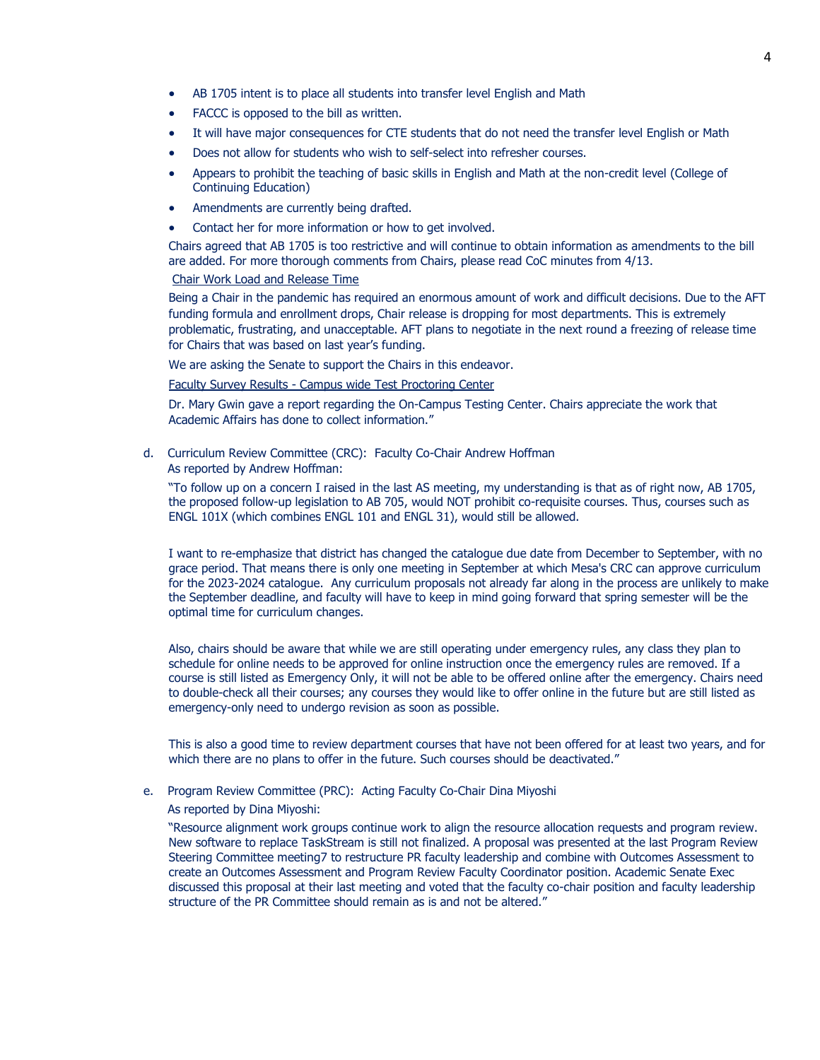- AB 1705 intent is to place all students into transfer level English and Math
- FACCC is opposed to the bill as written.
- It will have major consequences for CTE students that do not need the transfer level English or Math
- Does not allow for students who wish to self-select into refresher courses.
- Appears to prohibit the teaching of basic skills in English and Math at the non-credit level (College of Continuing Education)
- Amendments are currently being drafted.
- Contact her for more information or how to get involved.

Chairs agreed that AB 1705 is too restrictive and will continue to obtain information as amendments to the bill are added. For more thorough comments from Chairs, please read CoC minutes from 4/13.

Chair Work Load and Release Time

Being a Chair in the pandemic has required an enormous amount of work and difficult decisions. Due to the AFT funding formula and enrollment drops, Chair release is dropping for most departments. This is extremely problematic, frustrating, and unacceptable. AFT plans to negotiate in the next round a freezing of release time for Chairs that was based on last year's funding.

We are asking the Senate to support the Chairs in this endeavor.

Faculty Survey Results - Campus wide Test Proctoring Center

Dr. Mary Gwin gave a report regarding the On-Campus Testing Center. Chairs appreciate the work that Academic Affairs has done to collect information."

d. Curriculum Review Committee (CRC): Faculty Co-Chair Andrew Hoffman
As reported by Andrew Hoffman:

"To follow up on a concern I raised in the last AS meeting, my understanding is that as of right now, AB 1705, the proposed follow-up legislation to AB 705, would NOT prohibit co-requisite courses. Thus, courses such as ENGL 101X (which combines ENGL 101 and ENGL 31), would still be allowed.

I want to re-emphasize that district has changed the catalogue due date from December to September, with no grace period. That means there is only one meeting in September at which Mesa's CRC can approve curriculum for the 2023-2024 catalogue. Any curriculum proposals not already far along in the process are unlikely to make the September deadline, and faculty will have to keep in mind going forward that spring semester will be the optimal time for curriculum changes.

Also, chairs should be aware that while we are still operating under emergency rules, any class they plan to schedule for online needs to be approved for online instruction once the emergency rules are removed. If a course is still listed as Emergency Only, it will not be able to be offered online after the emergency. Chairs need to double-check all their courses; any courses they would like to offer online in the future but are still listed as emergency-only need to undergo revision as soon as possible.

This is also a good time to review department courses that have not been offered for at least two years, and for which there are no plans to offer in the future. Such courses should be deactivated."

e. Program Review Committee (PRC): Acting Faculty Co-Chair Dina Miyoshi
As reported by Dina Miyoshi:

"Resource alignment work groups continue work to align the resource allocation requests and program review. New software to replace TaskStream is still not finalized. A proposal was presented at the last Program Review Steering Committee meeting7 to restructure PR faculty leadership and combine with Outcomes Assessment to create an Outcomes Assessment and Program Review Faculty Coordinator position. Academic Senate Exec discussed this proposal at their last meeting and voted that the faculty co-chair position and faculty leadership structure of the PR Committee should remain as is and not be altered."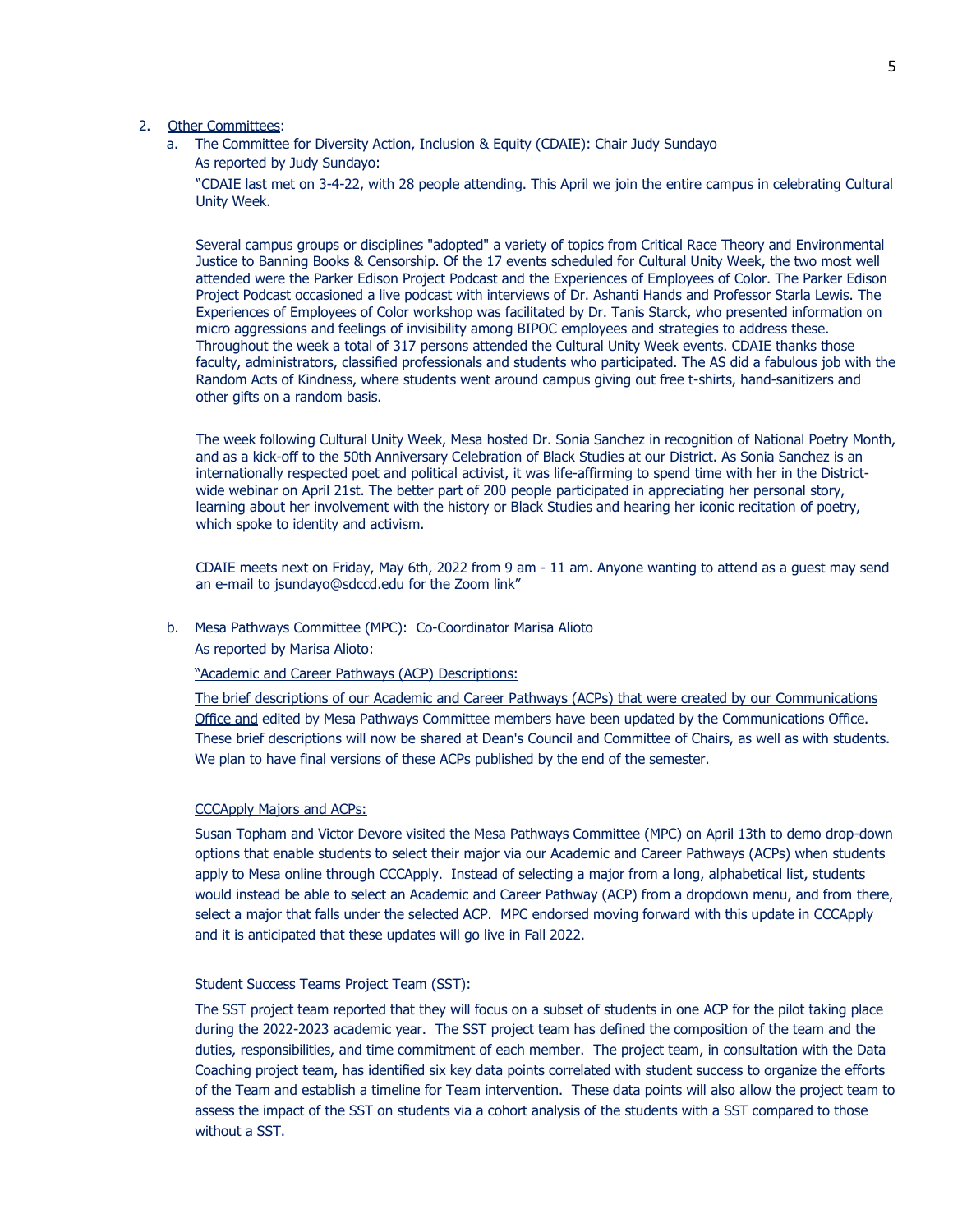2. Other Committees:

   a. The Committee for Diversity Action, Inclusion & Equity (CDAIE): Chair Judy Sundayo

      As reported by Judy Sundayo:

      "CDAIE last met on 3-4-22, with 28 people attending. This April we join the entire campus in celebrating Cultural Unity Week.

      Several campus groups or disciplines "adopted" a variety of topics from Critical Race Theory and Environmental Justice to Banning Books & Censorship. Of the 17 events scheduled for Cultural Unity Week, the two most well attended were the Parker Edison Project Podcast and the Experiences of Employees of Color. The Parker Edison Project Podcast occasioned a live podcast with interviews of Dr. Ashanti Hands and Professor Starla Lewis. The Experiences of Employees of Color workshop was facilitated by Dr. Tanis Starck, who presented information on micro aggressions and feelings of invisibility among BIPOC employees and strategies to address these. Throughout the week a total of 317 persons attended the Cultural Unity Week events. CDAIE thanks those faculty, administrators, classified professionals and students who participated. The AS did a fabulous job with the Random Acts of Kindness, where students went around campus giving out free t-shirts, hand-sanitizers and other gifts on a random basis.

      The week following Cultural Unity Week, Mesa hosted Dr. Sonia Sanchez in recognition of National Poetry Month, and as a kick-off to the 50th Anniversary Celebration of Black Studies at our District. As Sonia Sanchez is an internationally respected poet and political activist, it was life-affirming to spend time with her in the District-wide webinar on April 21st. The better part of 200 people participated in appreciating her personal story, learning about her involvement with the history or Black Studies and hearing her iconic recitation of poetry, which spoke to identity and activism.

      CDAIE meets next on Friday, May 6th, 2022 from 9 am - 11 am. Anyone wanting to attend as a guest may send an e-mail to jsundayo@sdccd.edu for the Zoom link"

   b. Mesa Pathways Committee (MPC): Co-Coordinator Marisa Alioto

      As reported by Marisa Alioto:

      "Academic and Career Pathways (ACP) Descriptions:

      The brief descriptions of our Academic and Career Pathways (ACPs) that were created by our Communications Office and edited by Mesa Pathways Committee members have been updated by the Communications Office. These brief descriptions will now be shared at Dean's Council and Committee of Chairs, as well as with students. We plan to have final versions of these ACPs published by the end of the semester.

      CCCApply Majors and ACPs:

      Susan Topham and Victor Devore visited the Mesa Pathways Committee (MPC) on April 13th to demo drop-down options that enable students to select their major via our Academic and Career Pathways (ACPs) when students apply to Mesa online through CCCApply. Instead of selecting a major from a long, alphabetical list, students would instead be able to select an Academic and Career Pathway (ACP) from a dropdown menu, and from there, select a major that falls under the selected ACP. MPC endorsed moving forward with this update in CCCApply and it is anticipated that these updates will go live in Fall 2022.

      Student Success Teams Project Team (SST):

      The SST project team reported that they will focus on a subset of students in one ACP for the pilot taking place during the 2022-2023 academic year. The SST project team has defined the composition of the team and the duties, responsibilities, and time commitment of each member. The project team, in consultation with the Data Coaching project team, has identified six key data points correlated with student success to organize the efforts of the Team and establish a timeline for Team intervention. These data points will also allow the project team to assess the impact of the SST on students via a cohort analysis of the students with a SST compared to those without a SST.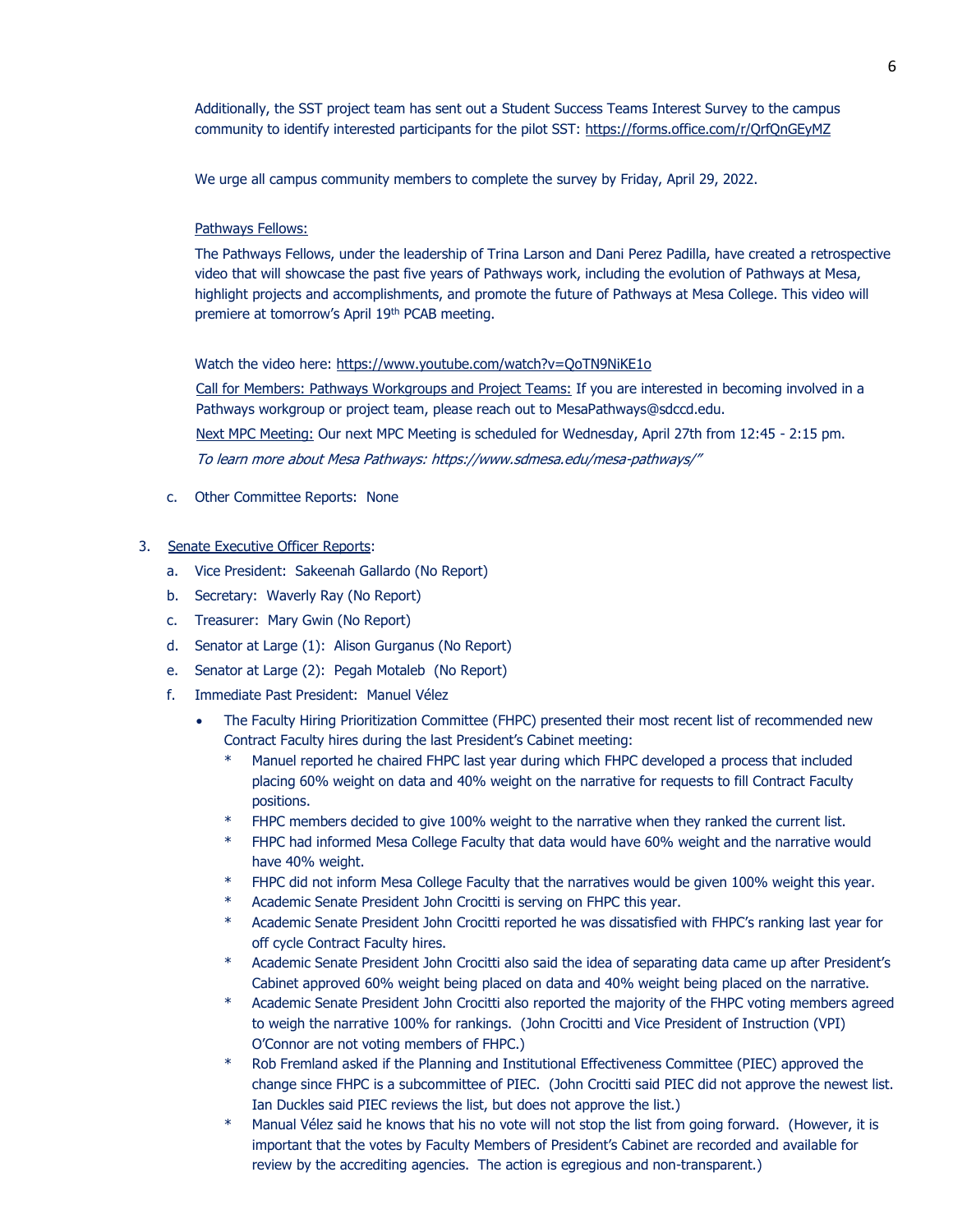Additionally, the SST project team has sent out a Student Success Teams Interest Survey to the campus community to identify interested participants for the pilot SST: https://forms.office.com/r/QrfQnGEyMZ

We urge all campus community members to complete the survey by Friday, April 29, 2022.

Pathways Fellows:

The Pathways Fellows, under the leadership of Trina Larson and Dani Perez Padilla, have created a retrospective video that will showcase the past five years of Pathways work, including the evolution of Pathways at Mesa, highlight projects and accomplishments, and promote the future of Pathways at Mesa College. This video will premiere at tomorrow's April 19th PCAB meeting.

Watch the video here: https://www.youtube.com/watch?v=QoTN9NiKE1o

Call for Members: Pathways Workgroups and Project Teams: If you are interested in becoming involved in a Pathways workgroup or project team, please reach out to MesaPathways@sdccd.edu.

Next MPC Meeting: Our next MPC Meeting is scheduled for Wednesday, April 27th from 12:45 - 2:15 pm.

*To learn more about Mesa Pathways: https://www.sdmesa.edu/mesa-pathways/"*

c. Other Committee Reports: None

3. Senate Executive Officer Reports:
   a. Vice President: Sakeenah Gallardo (No Report)
   b. Secretary: Waverly Ray (No Report)
   c. Treasurer: Mary Gwin (No Report)
   d. Senator at Large (1): Alison Gurganus (No Report)
   e. Senator at Large (2): Pegah Motaleb (No Report)
   f. Immediate Past President: Manuel Vélez
      - The Faculty Hiring Prioritization Committee (FHPC) presented their most recent list of recommended new Contract Faculty hires during the last President's Cabinet meeting:
        - Manuel reported he chaired FHPC last year during which FHPC developed a process that included placing 60% weight on data and 40% weight on the narrative for requests to fill Contract Faculty positions.
        - FHPC members decided to give 100% weight to the narrative when they ranked the current list.
        - FHPC had informed Mesa College Faculty that data would have 60% weight and the narrative would have 40% weight.
        - FHPC did not inform Mesa College Faculty that the narratives would be given 100% weight this year.
        - Academic Senate President John Crocitti is serving on FHPC this year.
        - Academic Senate President John Crocitti reported he was dissatisfied with FHPC's ranking last year for off cycle Contract Faculty hires.
        - Academic Senate President John Crocitti also said the idea of separating data came up after President's Cabinet approved 60% weight being placed on data and 40% weight being placed on the narrative.
        - Academic Senate President John Crocitti also reported the majority of the FHPC voting members agreed to weigh the narrative 100% for rankings. (John Crocitti and Vice President of Instruction (VPI) O'Connor are not voting members of FHPC.)
        - Rob Fremland asked if the Planning and Institutional Effectiveness Committee (PIEC) approved the change since FHPC is a subcommittee of PIEC. (John Crocitti said PIEC did not approve the newest list. Ian Duckles said PIEC reviews the list, but does not approve the list.)
        - Manual Vélez said he knows that his no vote will not stop the list from going forward. (However, it is important that the votes by Faculty Members of President's Cabinet are recorded and available for review by the accrediting agencies. The action is egregious and non-transparent.)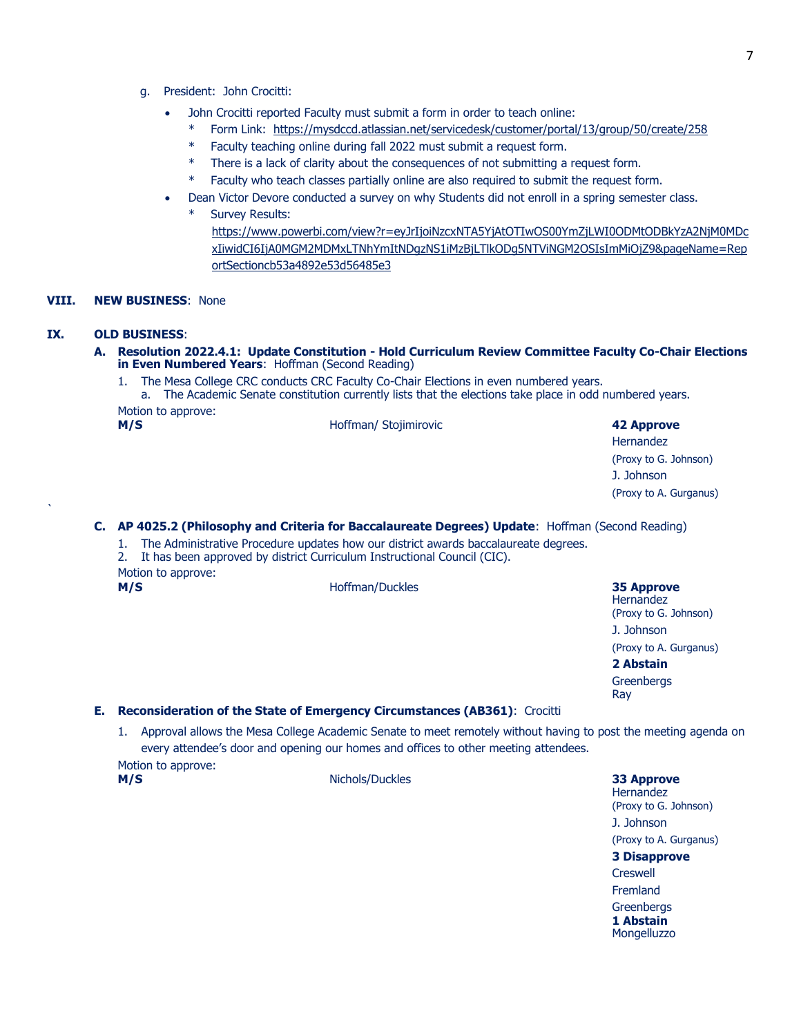g. President: John Crocitti:

- John Crocitti reported Faculty must submit a form in order to teach online:
  * Form Link: https://mysdccd.atlassian.net/servicedesk/customer/portal/13/group/50/create/258
  * Faculty teaching online during fall 2022 must submit a request form.
  * There is a lack of clarity about the consequences of not submitting a request form.
  * Faculty who teach classes partially online are also required to submit the request form.
- Dean Victor Devore conducted a survey on why Students did not enroll in a spring semester class.
  * Survey Results: https://www.powerbi.com/view?r=eyJrIjoiNzcxNTA5YjAtOTIwOS00YmZjLWI0ODMtODBkYzA2NjM0MDcxIiwidCI6IjA0MGM2MDMxLTNhYmItNDgzNS1iMzBjLTlkODg5NTViNGM2OSIsImMiOjZ9&pageName=ReportSectioncb53a4892e53d56485e3

## VIII. NEW BUSINESS: None

## IX. OLD BUSINESS:

**A. Resolution 2022.4.1: Update Constitution - Hold Curriculum Review Committee Faculty Co-Chair Elections in Even Numbered Years**: Hoffman (Second Reading)

1. The Mesa College CRC conducts CRC Faculty Co-Chair Elections in even numbered years.
   a. The Academic Senate constitution currently lists that the elections take place in odd numbered years.

Motion to approve:

| | | |
|---|---|---|
| **M/S** | Hoffman/ Stojimirovic | **42 Approve**<br>Hernandez<br>(Proxy to G. Johnson)<br>J. Johnson<br>(Proxy to A. Gurganus) |

`

**C. AP 4025.2 (Philosophy and Criteria for Baccalaureate Degrees) Update**: Hoffman (Second Reading)

1. The Administrative Procedure updates how our district awards baccalaureate degrees.
2. It has been approved by district Curriculum Instructional Council (CIC).

Motion to approve:

| | | |
|---|---|---|
| **M/S** | Hoffman/Duckles | **35 Approve**<br>Hernandez<br>(Proxy to G. Johnson)<br>J. Johnson<br>(Proxy to A. Gurganus)<br>**2 Abstain**<br>Greenbergs<br>Ray |

**E. Reconsideration of the State of Emergency Circumstances (AB361)**: Crocitti

1. Approval allows the Mesa College Academic Senate to meet remotely without having to post the meeting agenda on every attendee's door and opening our homes and offices to other meeting attendees.

Motion to approve:

| | | |
|---|---|---|
| **M/S** | Nichols/Duckles | **33 Approve**<br>Hernandez<br>(Proxy to G. Johnson)<br>J. Johnson<br>(Proxy to A. Gurganus)<br>**3 Disapprove**<br>Creswell<br>Fremland<br>Greenbergs<br>**1 Abstain**<br>Mongelluzzo |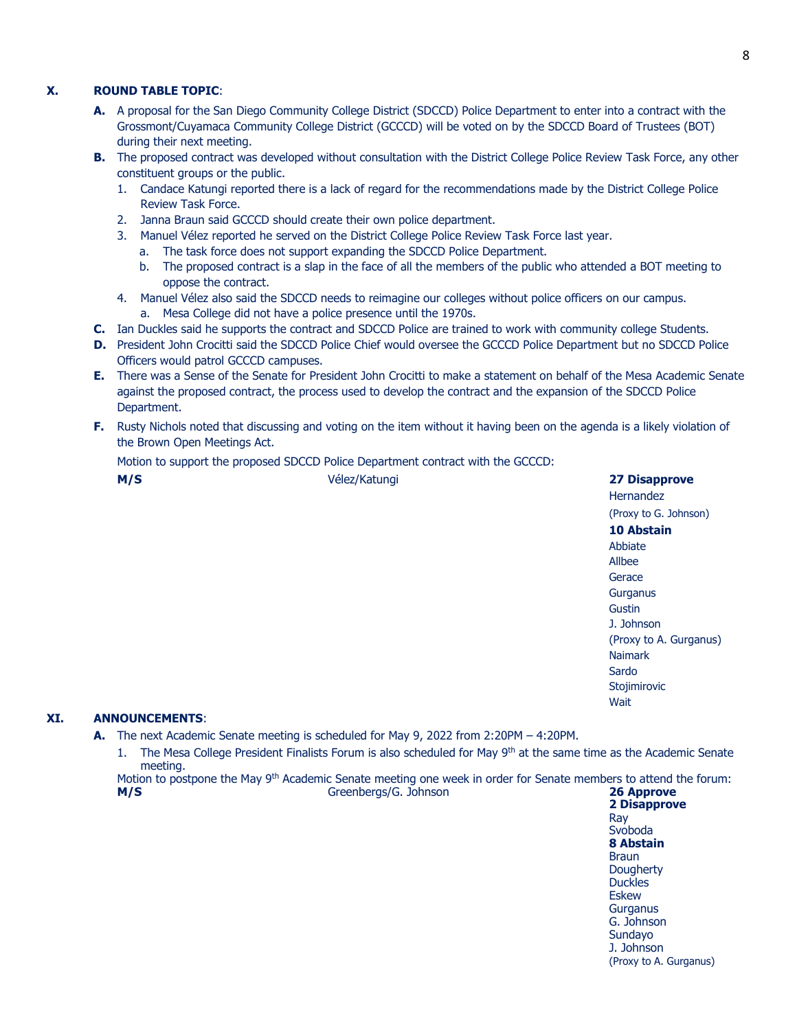## X. ROUND TABLE TOPIC:

**A.** A proposal for the San Diego Community College District (SDCCD) Police Department to enter into a contract with the Grossmont/Cuyamaca Community College District (GCCCD) will be voted on by the SDCCD Board of Trustees (BOT) during their next meeting.

**B.** The proposed contract was developed without consultation with the District College Police Review Task Force, any other constituent groups or the public.

1. Candace Katungi reported there is a lack of regard for the recommendations made by the District College Police Review Task Force.
2. Janna Braun said GCCCD should create their own police department.
3. Manuel Vélez reported he served on the District College Police Review Task Force last year.
   a. The task force does not support expanding the SDCCD Police Department.
   b. The proposed contract is a slap in the face of all the members of the public who attended a BOT meeting to oppose the contract.
4. Manuel Vélez also said the SDCCD needs to reimagine our colleges without police officers on our campus.
   a. Mesa College did not have a police presence until the 1970s.

**C.** Ian Duckles said he supports the contract and SDCCD Police are trained to work with community college Students.

**D.** President John Crocitti said the SDCCD Police Chief would oversee the GCCCD Police Department but no SDCCD Police Officers would patrol GCCCD campuses.

**E.** There was a Sense of the Senate for President John Crocitti to make a statement on behalf of the Mesa Academic Senate against the proposed contract, the process used to develop the contract and the expansion of the SDCCD Police Department.

**F.** Rusty Nichols noted that discussing and voting on the item without it having been on the agenda is a likely violation of the Brown Open Meetings Act.

Motion to support the proposed SDCCD Police Department contract with the GCCCD:

**M/S** Vélez/Katungi

**27 Disapprove**
Hernandez
(Proxy to G. Johnson)

**10 Abstain**
Abbiate
Allbee
Gerace
Gurganus
Gustin
J. Johnson
(Proxy to A. Gurganus)
Naimark
Sardo
Stojimirovic
Wait

## XI. ANNOUNCEMENTS:

**A.** The next Academic Senate meeting is scheduled for May 9, 2022 from 2:20PM – 4:20PM.

1. The Mesa College President Finalists Forum is also scheduled for May 9th at the same time as the Academic Senate meeting.

Motion to postpone the May 9th Academic Senate meeting one week in order for Senate members to attend the forum:

**M/S** Greenbergs/G. Johnson

**26 Approve**

**2 Disapprove**
Ray
Svoboda

**8 Abstain**
Braun
Dougherty
Duckles
Eskew
Gurganus
G. Johnson
Sundayo
J. Johnson
(Proxy to A. Gurganus)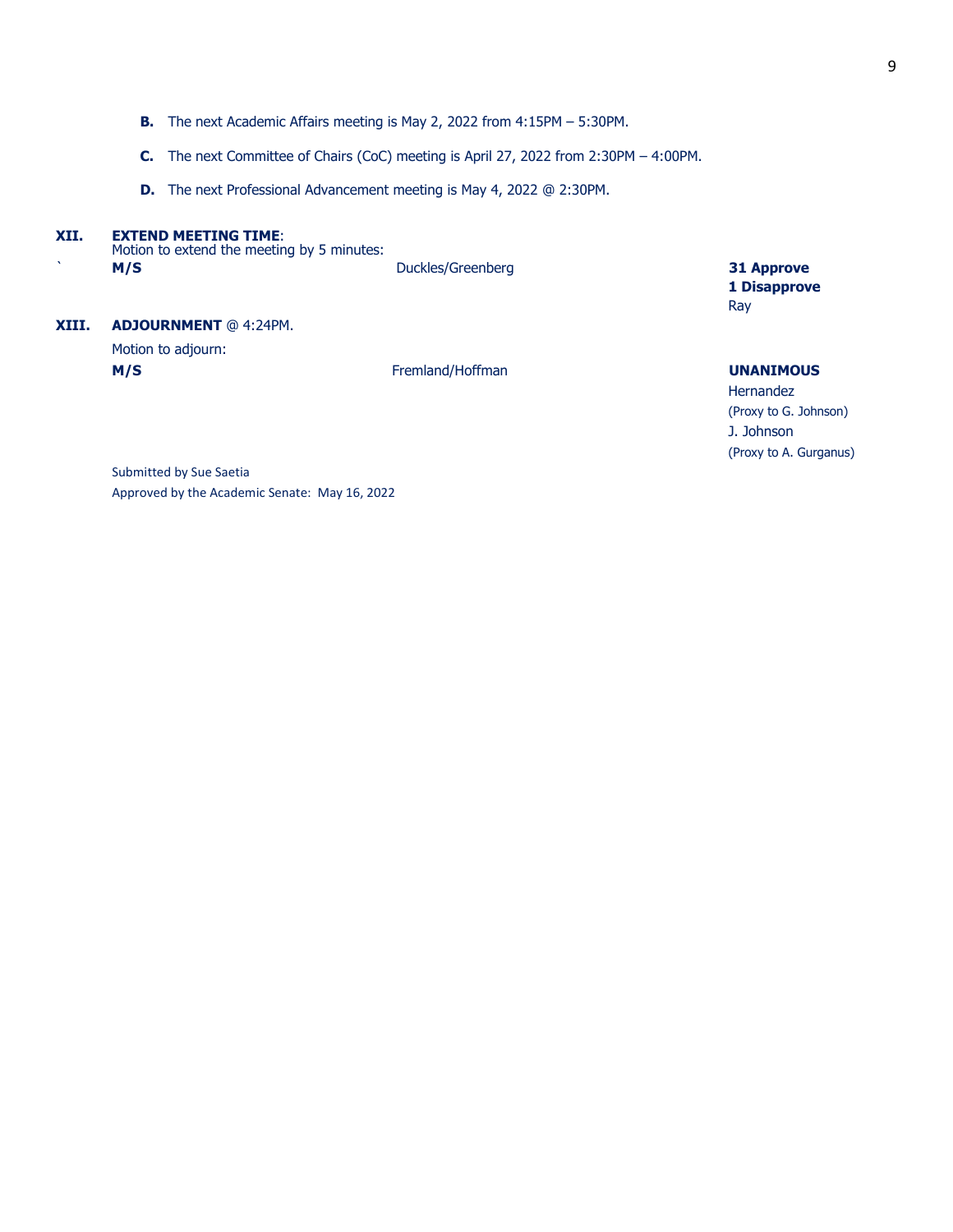**B.** The next Academic Affairs meeting is May 2, 2022 from 4:15PM – 5:30PM.

**C.** The next Committee of Chairs (CoC) meeting is April 27, 2022 from 2:30PM – 4:00PM.

**D.** The next Professional Advancement meeting is May 4, 2022 @ 2:30PM.

**XII. EXTEND MEETING TIME**:

Motion to extend the meeting by 5 minutes:

| | | |
|---|---|---|
| **M/S** | Duckles/Greenberg | **31 Approve**<br>**1 Disapprove**<br>Ray |

**XIII. ADJOURNMENT** @ 4:24PM.

Motion to adjourn:

| | | |
|---|---|---|
| **M/S** | Fremland/Hoffman | **UNANIMOUS**<br>Hernandez<br>(Proxy to G. Johnson)<br>J. Johnson<br>(Proxy to A. Gurganus) |

Submitted by Sue Saetia

Approved by the Academic Senate: May 16, 2022